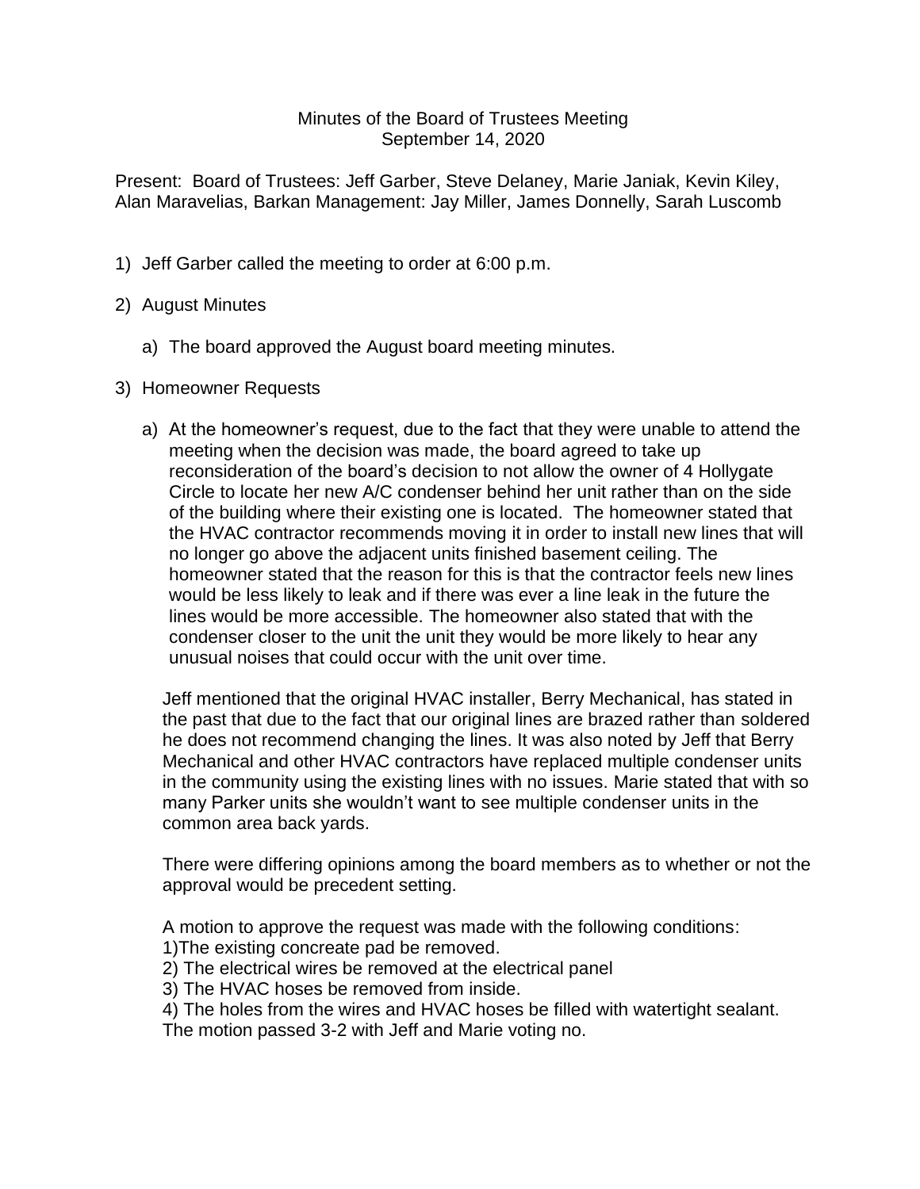Minutes of the Board of Trustees Meeting
September 14, 2020

Present: Board of Trustees: Jeff Garber, Steve Delaney, Marie Janiak, Kevin Kiley, Alan Maravelias, Barkan Management: Jay Miller, James Donnelly, Sarah Luscomb

1) Jeff Garber called the meeting to order at 6:00 p.m.

2) August Minutes

   a) The board approved the August board meeting minutes.

3) Homeowner Requests

   a) At the homeowner's request, due to the fact that they were unable to attend the meeting when the decision was made, the board agreed to take up reconsideration of the board's decision to not allow the owner of 4 Hollygate Circle to locate her new A/C condenser behind her unit rather than on the side of the building where their existing one is located. The homeowner stated that the HVAC contractor recommends moving it in order to install new lines that will no longer go above the adjacent units finished basement ceiling. The homeowner stated that the reason for this is that the contractor feels new lines would be less likely to leak and if there was ever a line leak in the future the lines would be more accessible. The homeowner also stated that with the condenser closer to the unit the unit they would be more likely to hear any unusual noises that could occur with the unit over time.

   Jeff mentioned that the original HVAC installer, Berry Mechanical, has stated in the past that due to the fact that our original lines are brazed rather than soldered he does not recommend changing the lines. It was also noted by Jeff that Berry Mechanical and other HVAC contractors have replaced multiple condenser units in the community using the existing lines with no issues. Marie stated that with so many Parker units she wouldn't want to see multiple condenser units in the common area back yards.

   There were differing opinions among the board members as to whether or not the approval would be precedent setting.

   A motion to approve the request was made with the following conditions:
   1)The existing concreate pad be removed.
   2) The electrical wires be removed at the electrical panel
   3) The HVAC hoses be removed from inside.
   4) The holes from the wires and HVAC hoses be filled with watertight sealant.
   The motion passed 3-2 with Jeff and Marie voting no.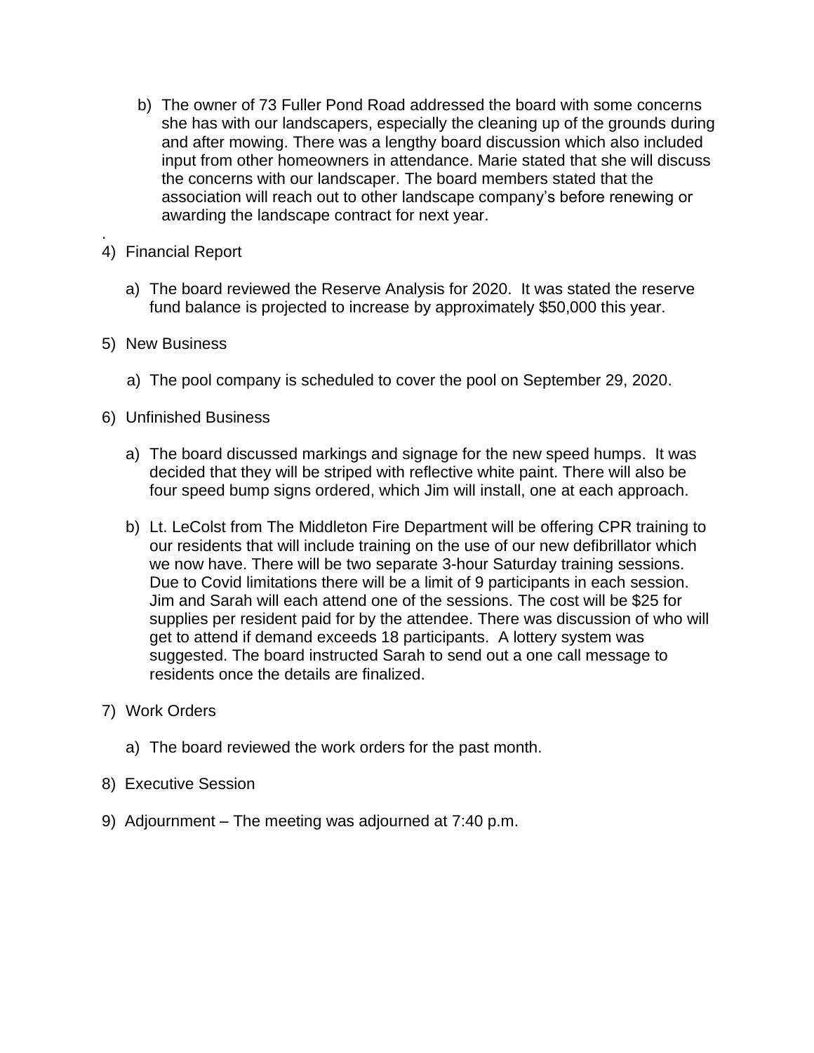b) The owner of 73 Fuller Pond Road addressed the board with some concerns she has with our landscapers, especially the cleaning up of the grounds during and after mowing. There was a lengthy board discussion which also included input from other homeowners in attendance. Marie stated that she will discuss the concerns with our landscaper. The board members stated that the association will reach out to other landscape company's before renewing or awarding the landscape contract for next year.

.

4) Financial Report

   a) The board reviewed the Reserve Analysis for 2020. It was stated the reserve fund balance is projected to increase by approximately $50,000 this year.

5) New Business

   a) The pool company is scheduled to cover the pool on September 29, 2020.

6) Unfinished Business

   a) The board discussed markings and signage for the new speed humps. It was decided that they will be striped with reflective white paint. There will also be four speed bump signs ordered, which Jim will install, one at each approach.

   b) Lt. LeColst from The Middleton Fire Department will be offering CPR training to our residents that will include training on the use of our new defibrillator which we now have. There will be two separate 3-hour Saturday training sessions. Due to Covid limitations there will be a limit of 9 participants in each session. Jim and Sarah will each attend one of the sessions. The cost will be $25 for supplies per resident paid for by the attendee. There was discussion of who will get to attend if demand exceeds 18 participants. A lottery system was suggested. The board instructed Sarah to send out a one call message to residents once the details are finalized.

7) Work Orders

   a) The board reviewed the work orders for the past month.

8) Executive Session

9) Adjournment – The meeting was adjourned at 7:40 p.m.